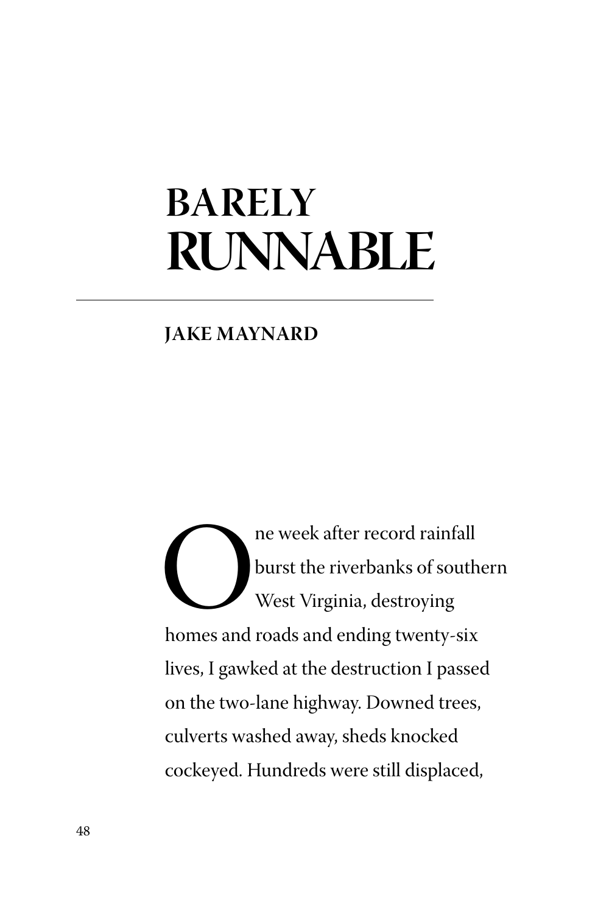# BARELY RUNNABLE

**JAKE MAYNARD**

One week after record rainfall burst the riverbanks of southern West Virginia, destroying homes and roads and ending twenty-six lives, I gawked at the destruction I passed on the two-lane highway. Downed trees, culverts washed away, sheds knocked cockeyed. Hundreds were still displaced,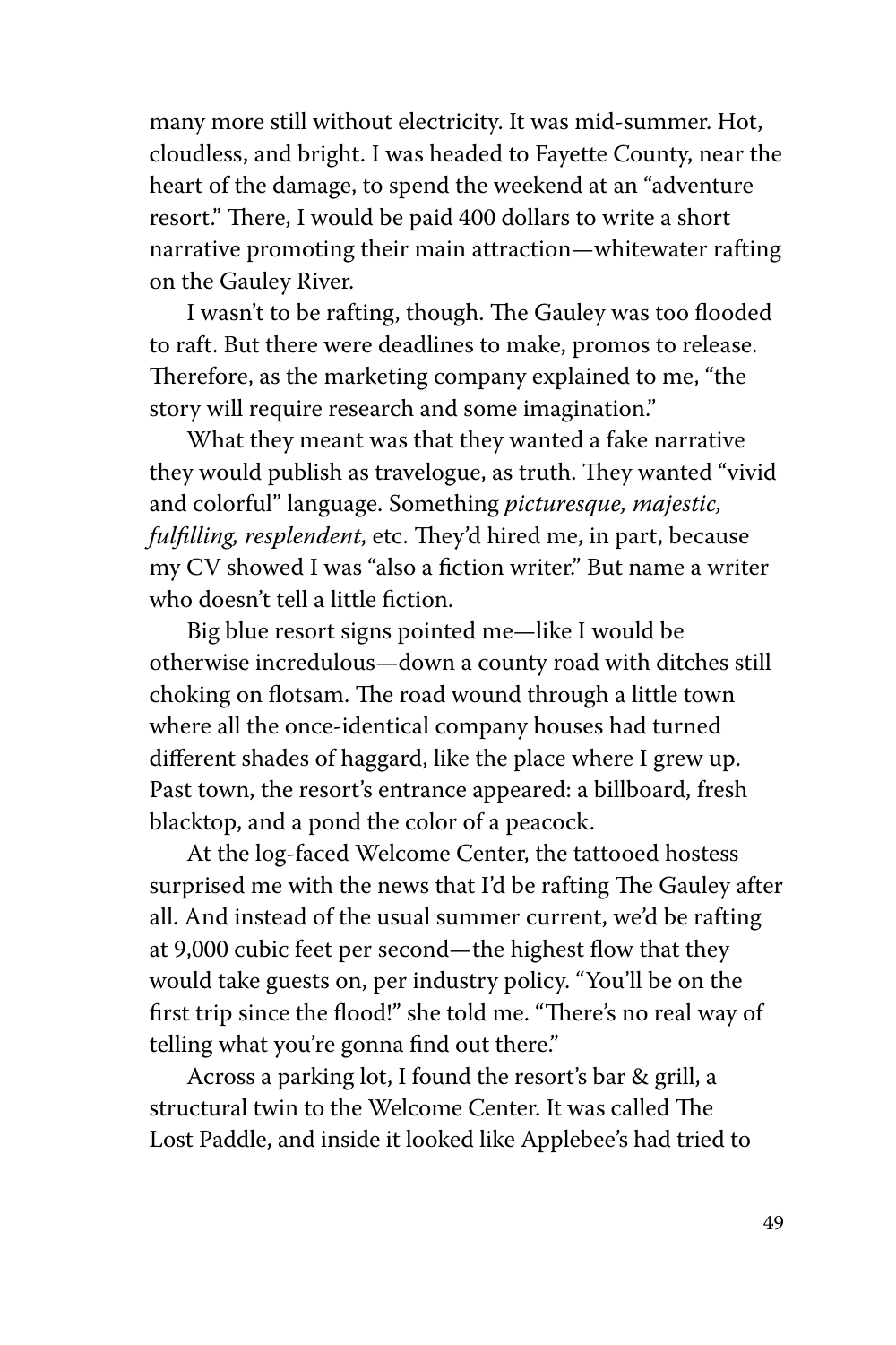many more still without electricity. It was mid-summer. Hot, cloudless, and bright. I was headed to Fayette County, near the heart of the damage, to spend the weekend at an "adventure resort." There, I would be paid 400 dollars to write a short narrative promoting their main attraction—whitewater rafting on the Gauley River.

I wasn't to be rafting, though. The Gauley was too flooded to raft. But there were deadlines to make, promos to release. Therefore, as the marketing company explained to me, "the story will require research and some imagination."

What they meant was that they wanted a fake narrative they would publish as travelogue, as truth. They wanted "vivid and colorful" language. Something *picturesque, majestic, fulfilling, resplendent*, etc. They'd hired me, in part, because my CV showed I was "also a fiction writer." But name a writer who doesn't tell a little fiction.

Big blue resort signs pointed me—like I would be otherwise incredulous—down a county road with ditches still choking on flotsam. The road wound through a little town where all the once-identical company houses had turned different shades of haggard, like the place where I grew up. Past town, the resort's entrance appeared: a billboard, fresh blacktop, and a pond the color of a peacock.

At the log-faced Welcome Center, the tattooed hostess surprised me with the news that I'd be rafting The Gauley after all. And instead of the usual summer current, we'd be rafting at 9,000 cubic feet per second—the highest flow that they would take guests on, per industry policy. "You'll be on the first trip since the flood!" she told me. "There's no real way of telling what you're gonna find out there."

Across a parking lot, I found the resort's bar & grill, a structural twin to the Welcome Center. It was called The Lost Paddle, and inside it looked like Applebee's had tried to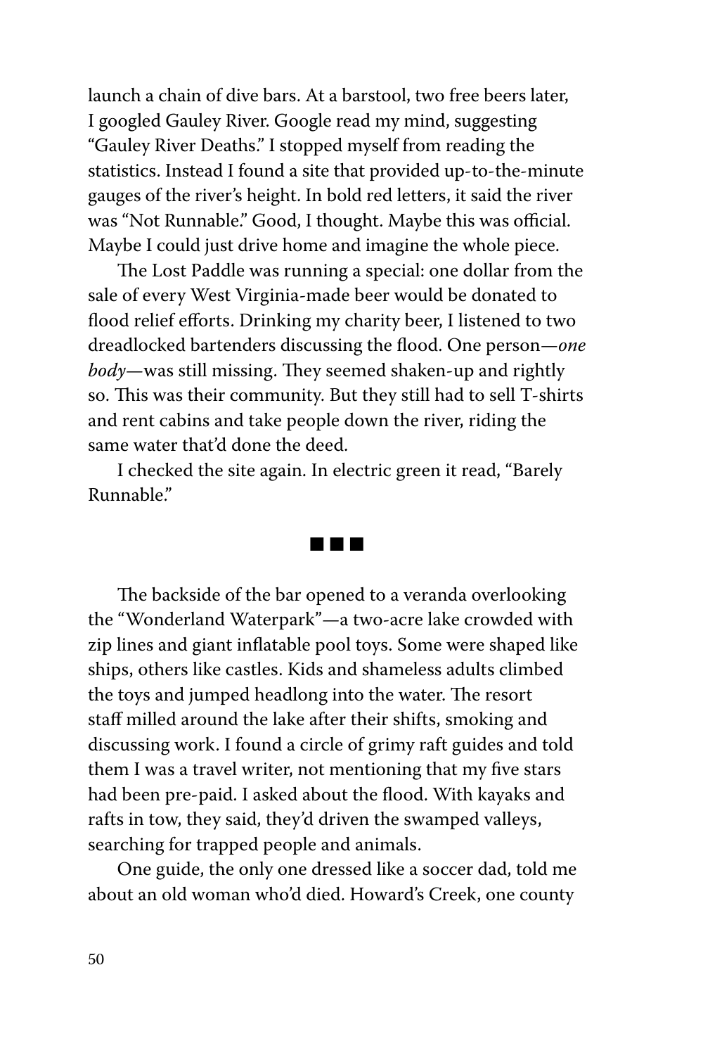launch a chain of dive bars. At a barstool, two free beers later, I googled Gauley River. Google read my mind, suggesting "Gauley River Deaths." I stopped myself from reading the statistics. Instead I found a site that provided up-to-the-minute gauges of the river's height. In bold red letters, it said the river was "Not Runnable." Good, I thought. Maybe this was official. Maybe I could just drive home and imagine the whole piece.

The Lost Paddle was running a special: one dollar from the sale of every West Virginia-made beer would be donated to flood relief efforts. Drinking my charity beer, I listened to two dreadlocked bartenders discussing the flood. One person—*one body*—was still missing. They seemed shaken-up and rightly so. This was their community. But they still had to sell T-shirts and rent cabins and take people down the river, riding the same water that'd done the deed.

I checked the site again. In electric green it read, "Barely Runnable."

■ ■ ■

The backside of the bar opened to a veranda overlooking the "Wonderland Waterpark"—a two-acre lake crowded with zip lines and giant inflatable pool toys. Some were shaped like ships, others like castles. Kids and shameless adults climbed the toys and jumped headlong into the water. The resort staff milled around the lake after their shifts, smoking and discussing work. I found a circle of grimy raft guides and told them I was a travel writer, not mentioning that my five stars had been pre-paid. I asked about the flood. With kayaks and rafts in tow, they said, they'd driven the swamped valleys, searching for trapped people and animals.

One guide, the only one dressed like a soccer dad, told me about an old woman who'd died. Howard's Creek, one county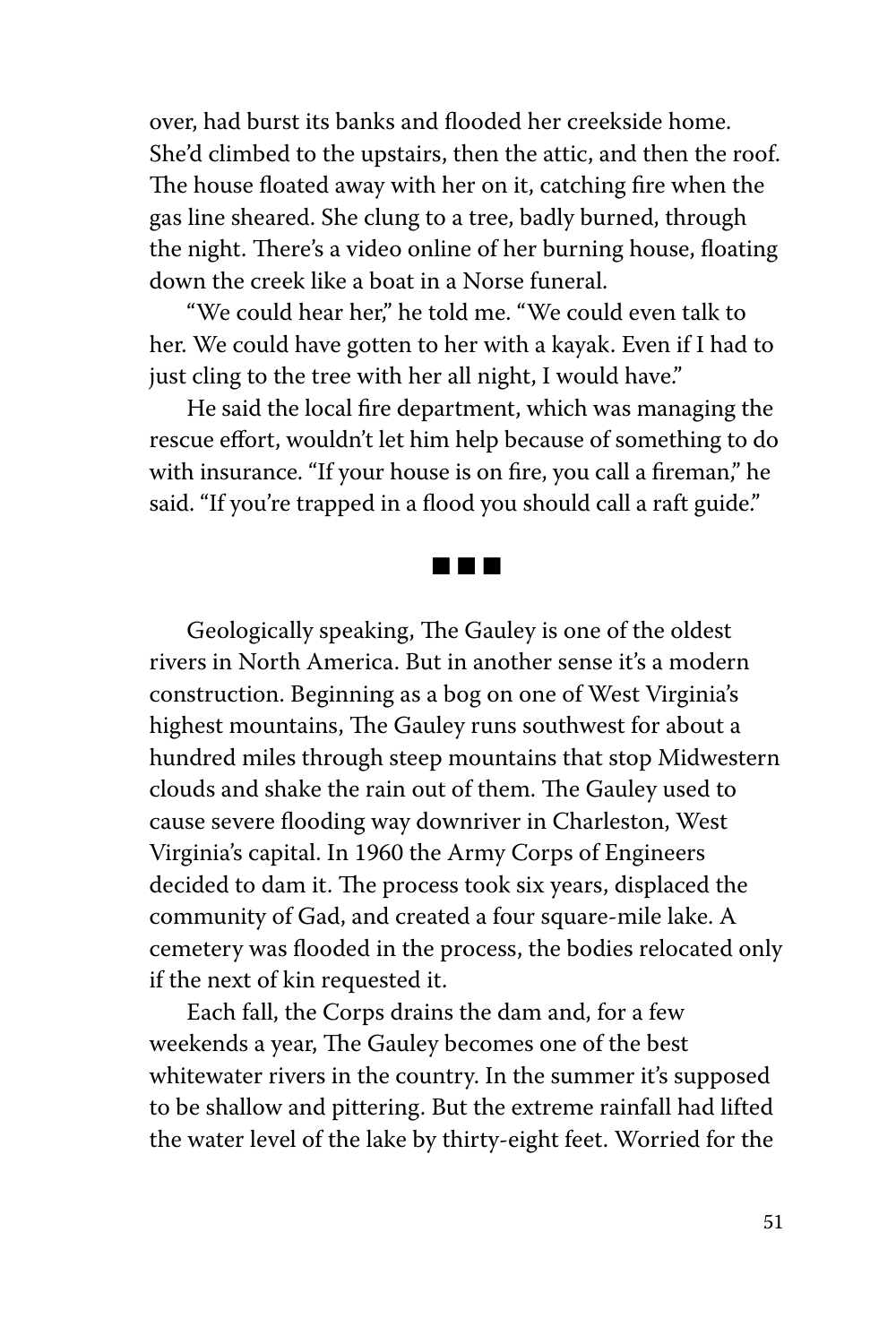over, had burst its banks and flooded her creekside home. She'd climbed to the upstairs, then the attic, and then the roof. The house floated away with her on it, catching fire when the gas line sheared. She clung to a tree, badly burned, through the night. There's a video online of her burning house, floating down the creek like a boat in a Norse funeral.

"We could hear her," he told me. "We could even talk to her. We could have gotten to her with a kayak. Even if I had to just cling to the tree with her all night, I would have."

He said the local fire department, which was managing the rescue effort, wouldn't let him help because of something to do with insurance. "If your house is on fire, you call a fireman," he said. "If you're trapped in a flood you should call a raft guide."

■ ■ ■

Geologically speaking, The Gauley is one of the oldest rivers in North America. But in another sense it's a modern construction. Beginning as a bog on one of West Virginia's highest mountains, The Gauley runs southwest for about a hundred miles through steep mountains that stop Midwestern clouds and shake the rain out of them. The Gauley used to cause severe flooding way downriver in Charleston, West Virginia's capital. In 1960 the Army Corps of Engineers decided to dam it. The process took six years, displaced the community of Gad, and created a four square-mile lake. A cemetery was flooded in the process, the bodies relocated only if the next of kin requested it.

Each fall, the Corps drains the dam and, for a few weekends a year, The Gauley becomes one of the best whitewater rivers in the country. In the summer it's supposed to be shallow and pittering. But the extreme rainfall had lifted the water level of the lake by thirty-eight feet. Worried for the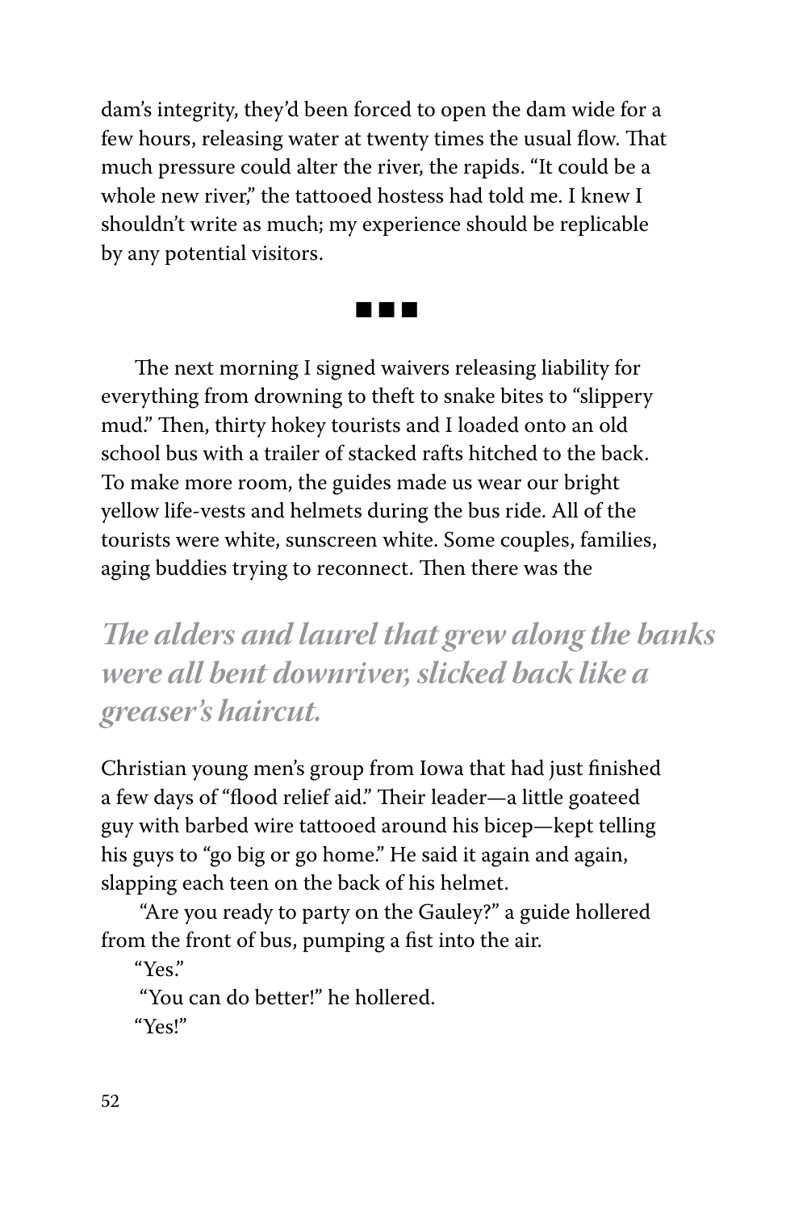dam's integrity, they'd been forced to open the dam wide for a few hours, releasing water at twenty times the usual flow. That much pressure could alter the river, the rapids. "It could be a whole new river," the tattooed hostess had told me. I knew I shouldn't write as much; my experience should be replicable by any potential visitors.

■ ■ ■

The next morning I signed waivers releasing liability for everything from drowning to theft to snake bites to "slippery mud." Then, thirty hokey tourists and I loaded onto an old school bus with a trailer of stacked rafts hitched to the back. To make more room, the guides made us wear our bright yellow life-vests and helmets during the bus ride. All of the tourists were white, sunscreen white. Some couples, families, aging buddies trying to reconnect. Then there was the Christian young men's group from Iowa that had just finished a few days of "flood relief aid." Their leader—a little goateed guy with barbed wire tattooed around his bicep—kept telling his guys to "go big or go home." He said it again and again, slapping each teen on the back of his helmet.

> ***The alders and laurel that grew along the banks were all bent downriver, slicked back like a greaser's haircut.***

"Are you ready to party on the Gauley?" a guide hollered from the front of bus, pumping a fist into the air.

"Yes."

"You can do better!" he hollered.

"Yes!"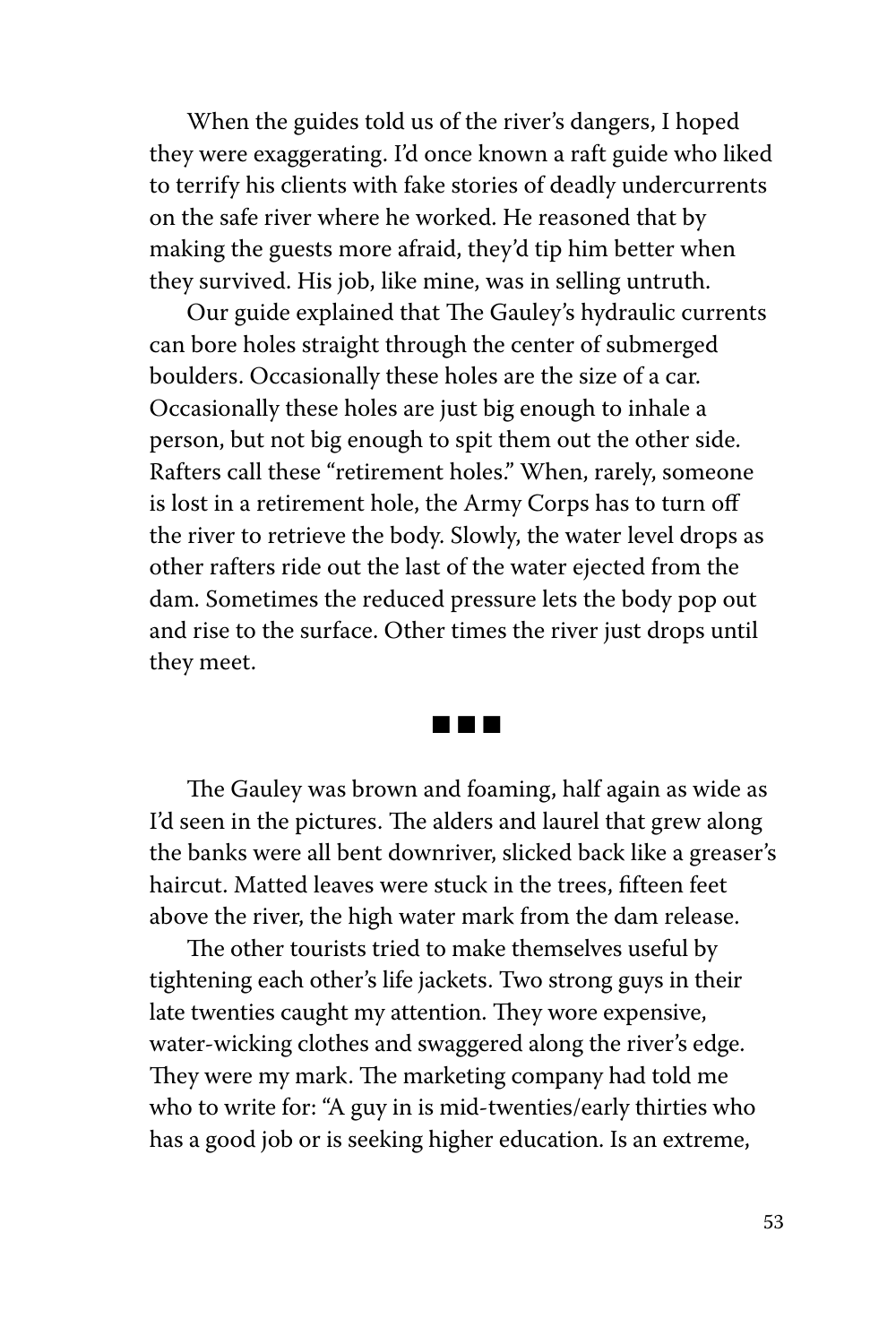When the guides told us of the river's dangers, I hoped they were exaggerating. I'd once known a raft guide who liked to terrify his clients with fake stories of deadly undercurrents on the safe river where he worked. He reasoned that by making the guests more afraid, they'd tip him better when they survived. His job, like mine, was in selling untruth.

Our guide explained that The Gauley's hydraulic currents can bore holes straight through the center of submerged boulders. Occasionally these holes are the size of a car. Occasionally these holes are just big enough to inhale a person, but not big enough to spit them out the other side. Rafters call these "retirement holes." When, rarely, someone is lost in a retirement hole, the Army Corps has to turn off the river to retrieve the body. Slowly, the water level drops as other rafters ride out the last of the water ejected from the dam. Sometimes the reduced pressure lets the body pop out and rise to the surface. Other times the river just drops until they meet.

■ ■ ■

The Gauley was brown and foaming, half again as wide as I'd seen in the pictures. The alders and laurel that grew along the banks were all bent downriver, slicked back like a greaser's haircut. Matted leaves were stuck in the trees, fifteen feet above the river, the high water mark from the dam release.

The other tourists tried to make themselves useful by tightening each other's life jackets. Two strong guys in their late twenties caught my attention. They wore expensive, water-wicking clothes and swaggered along the river's edge. They were my mark. The marketing company had told me who to write for: "A guy in is mid-twenties/early thirties who has a good job or is seeking higher education. Is an extreme,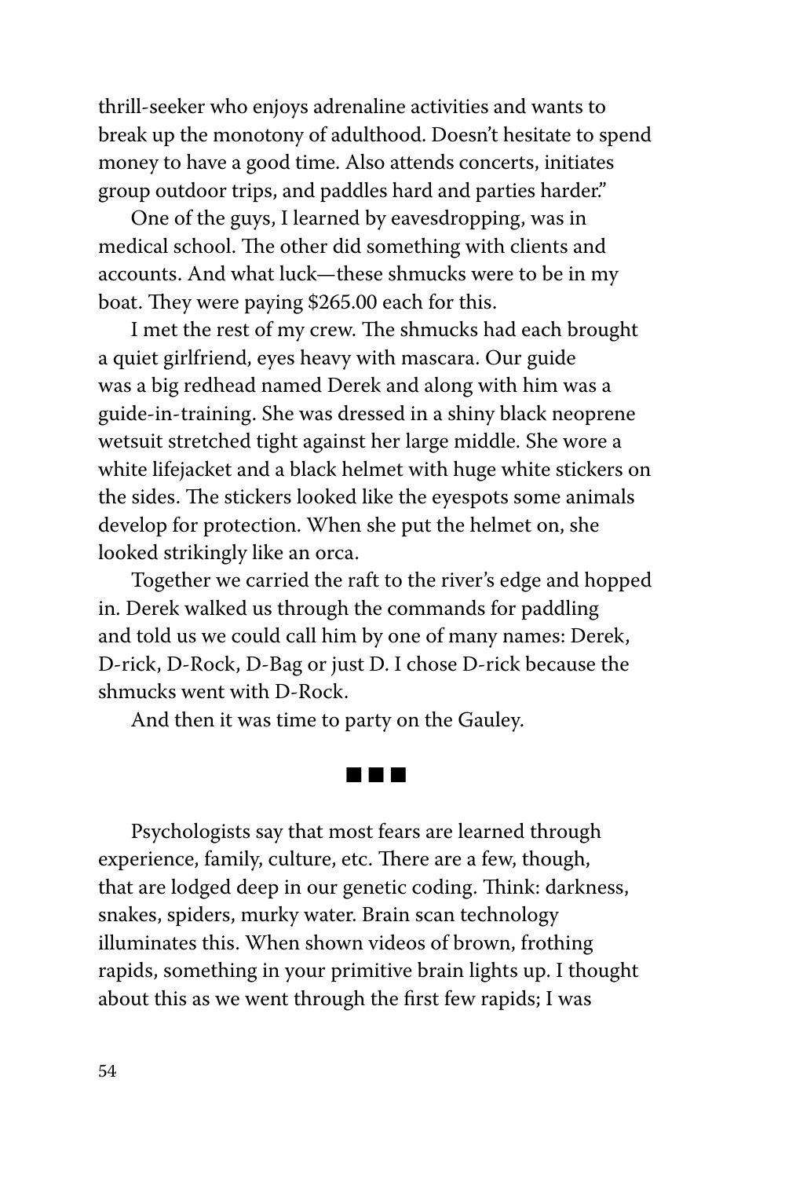thrill-seeker who enjoys adrenaline activities and wants to break up the monotony of adulthood. Doesn't hesitate to spend money to have a good time. Also attends concerts, initiates group outdoor trips, and paddles hard and parties harder."

One of the guys, I learned by eavesdropping, was in medical school. The other did something with clients and accounts. And what luck—these shmucks were to be in my boat. They were paying $265.00 each for this.

I met the rest of my crew. The shmucks had each brought a quiet girlfriend, eyes heavy with mascara. Our guide was a big redhead named Derek and along with him was a guide-in-training. She was dressed in a shiny black neoprene wetsuit stretched tight against her large middle. She wore a white lifejacket and a black helmet with huge white stickers on the sides. The stickers looked like the eyespots some animals develop for protection. When she put the helmet on, she looked strikingly like an orca.

Together we carried the raft to the river's edge and hopped in. Derek walked us through the commands for paddling and told us we could call him by one of many names: Derek, D-rick, D-Rock, D-Bag or just D. I chose D-rick because the shmucks went with D-Rock.

And then it was time to party on the Gauley.

■ ■ ■

Psychologists say that most fears are learned through experience, family, culture, etc. There are a few, though, that are lodged deep in our genetic coding. Think: darkness, snakes, spiders, murky water. Brain scan technology illuminates this. When shown videos of brown, frothing rapids, something in your primitive brain lights up. I thought about this as we went through the first few rapids; I was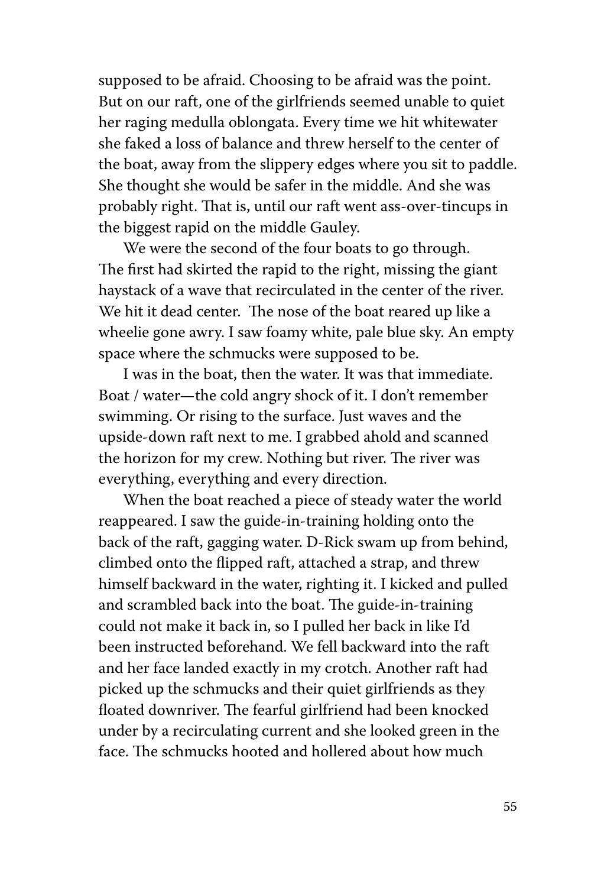supposed to be afraid. Choosing to be afraid was the point. But on our raft, one of the girlfriends seemed unable to quiet her raging medulla oblongata. Every time we hit whitewater she faked a loss of balance and threw herself to the center of the boat, away from the slippery edges where you sit to paddle. She thought she would be safer in the middle. And she was probably right. That is, until our raft went ass-over-tincups in the biggest rapid on the middle Gauley.

We were the second of the four boats to go through. The first had skirted the rapid to the right, missing the giant haystack of a wave that recirculated in the center of the river. We hit it dead center. The nose of the boat reared up like a wheelie gone awry. I saw foamy white, pale blue sky. An empty space where the schmucks were supposed to be.

I was in the boat, then the water. It was that immediate. Boat / water—the cold angry shock of it. I don't remember swimming. Or rising to the surface. Just waves and the upside-down raft next to me. I grabbed ahold and scanned the horizon for my crew. Nothing but river. The river was everything, everything and every direction.

When the boat reached a piece of steady water the world reappeared. I saw the guide-in-training holding onto the back of the raft, gagging water. D-Rick swam up from behind, climbed onto the flipped raft, attached a strap, and threw himself backward in the water, righting it. I kicked and pulled and scrambled back into the boat. The guide-in-training could not make it back in, so I pulled her back in like I'd been instructed beforehand. We fell backward into the raft and her face landed exactly in my crotch. Another raft had picked up the schmucks and their quiet girlfriends as they floated downriver. The fearful girlfriend had been knocked under by a recirculating current and she looked green in the face. The schmucks hooted and hollered about how much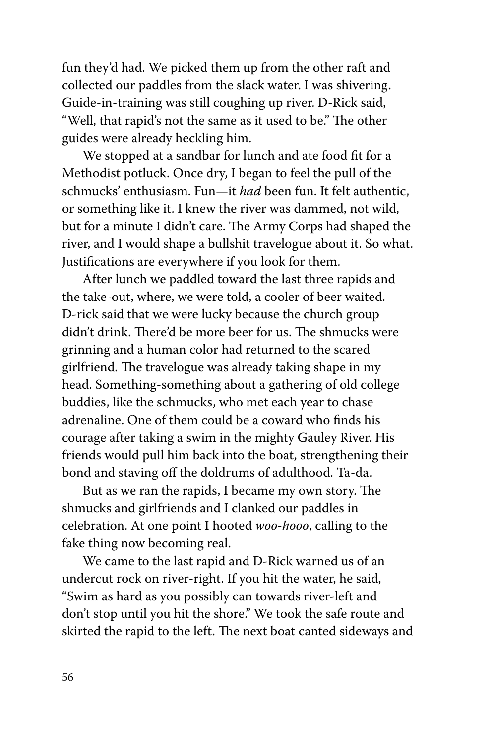fun they'd had. We picked them up from the other raft and collected our paddles from the slack water. I was shivering. Guide-in-training was still coughing up river. D-Rick said, "Well, that rapid's not the same as it used to be." The other guides were already heckling him.

We stopped at a sandbar for lunch and ate food fit for a Methodist potluck. Once dry, I began to feel the pull of the schmucks' enthusiasm. Fun—it *had* been fun. It felt authentic, or something like it. I knew the river was dammed, not wild, but for a minute I didn't care. The Army Corps had shaped the river, and I would shape a bullshit travelogue about it. So what. Justifications are everywhere if you look for them.

After lunch we paddled toward the last three rapids and the take-out, where, we were told, a cooler of beer waited. D-rick said that we were lucky because the church group didn't drink. There'd be more beer for us. The shmucks were grinning and a human color had returned to the scared girlfriend. The travelogue was already taking shape in my head. Something-something about a gathering of old college buddies, like the schmucks, who met each year to chase adrenaline. One of them could be a coward who finds his courage after taking a swim in the mighty Gauley River. His friends would pull him back into the boat, strengthening their bond and staving off the doldrums of adulthood. Ta-da.

But as we ran the rapids, I became my own story. The shmucks and girlfriends and I clanked our paddles in celebration. At one point I hooted *woo-hooo*, calling to the fake thing now becoming real.

We came to the last rapid and D-Rick warned us of an undercut rock on river-right. If you hit the water, he said, "Swim as hard as you possibly can towards river-left and don't stop until you hit the shore." We took the safe route and skirted the rapid to the left. The next boat canted sideways and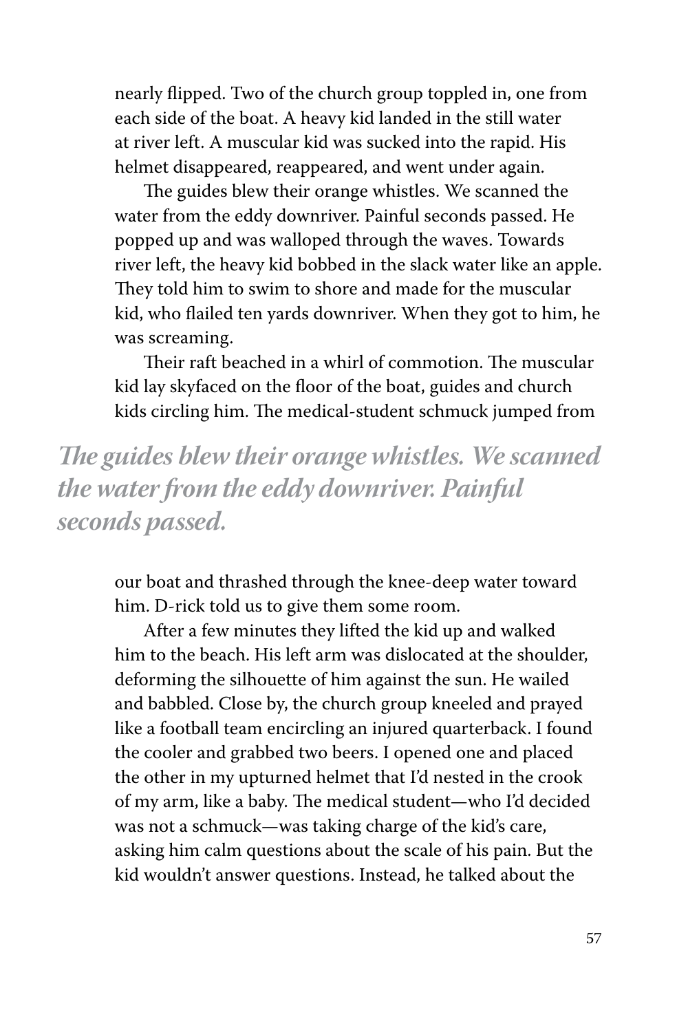nearly flipped. Two of the church group toppled in, one from each side of the boat. A heavy kid landed in the still water at river left. A muscular kid was sucked into the rapid. His helmet disappeared, reappeared, and went under again.

The guides blew their orange whistles. We scanned the water from the eddy downriver. Painful seconds passed. He popped up and was walloped through the waves. Towards river left, the heavy kid bobbed in the slack water like an apple. They told him to swim to shore and made for the muscular kid, who flailed ten yards downriver. When they got to him, he was screaming.

Their raft beached in a whirl of commotion. The muscular kid lay skyfaced on the floor of the boat, guides and church kids circling him. The medical-student schmuck jumped from our boat and thrashed through the knee-deep water toward him. D-rick told us to give them some room.

> ***The guides blew their orange whistles. We scanned the water from the eddy downriver. Painful seconds passed.***

After a few minutes they lifted the kid up and walked him to the beach. His left arm was dislocated at the shoulder, deforming the silhouette of him against the sun. He wailed and babbled. Close by, the church group kneeled and prayed like a football team encircling an injured quarterback. I found the cooler and grabbed two beers. I opened one and placed the other in my upturned helmet that I'd nested in the crook of my arm, like a baby. The medical student—who I'd decided was not a schmuck—was taking charge of the kid's care, asking him calm questions about the scale of his pain. But the kid wouldn't answer questions. Instead, he talked about the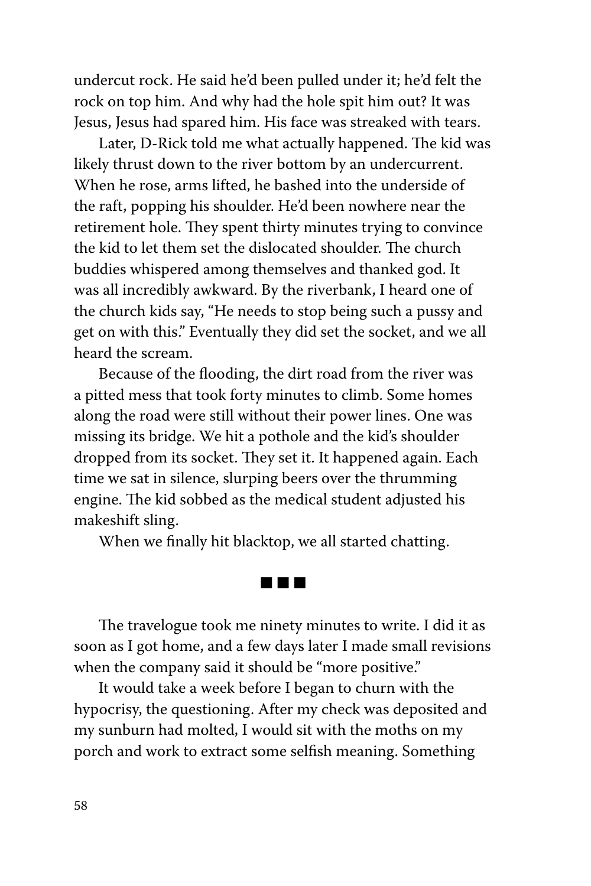undercut rock. He said he'd been pulled under it; he'd felt the rock on top him. And why had the hole spit him out? It was Jesus, Jesus had spared him. His face was streaked with tears.

Later, D-Rick told me what actually happened. The kid was likely thrust down to the river bottom by an undercurrent. When he rose, arms lifted, he bashed into the underside of the raft, popping his shoulder. He'd been nowhere near the retirement hole. They spent thirty minutes trying to convince the kid to let them set the dislocated shoulder. The church buddies whispered among themselves and thanked god. It was all incredibly awkward. By the riverbank, I heard one of the church kids say, "He needs to stop being such a pussy and get on with this." Eventually they did set the socket, and we all heard the scream.

Because of the flooding, the dirt road from the river was a pitted mess that took forty minutes to climb. Some homes along the road were still without their power lines. One was missing its bridge. We hit a pothole and the kid's shoulder dropped from its socket. They set it. It happened again. Each time we sat in silence, slurping beers over the thrumming engine. The kid sobbed as the medical student adjusted his makeshift sling.

When we finally hit blacktop, we all started chatting.

■ ■ ■

The travelogue took me ninety minutes to write. I did it as soon as I got home, and a few days later I made small revisions when the company said it should be "more positive."

It would take a week before I began to churn with the hypocrisy, the questioning. After my check was deposited and my sunburn had molted, I would sit with the moths on my porch and work to extract some selfish meaning. Something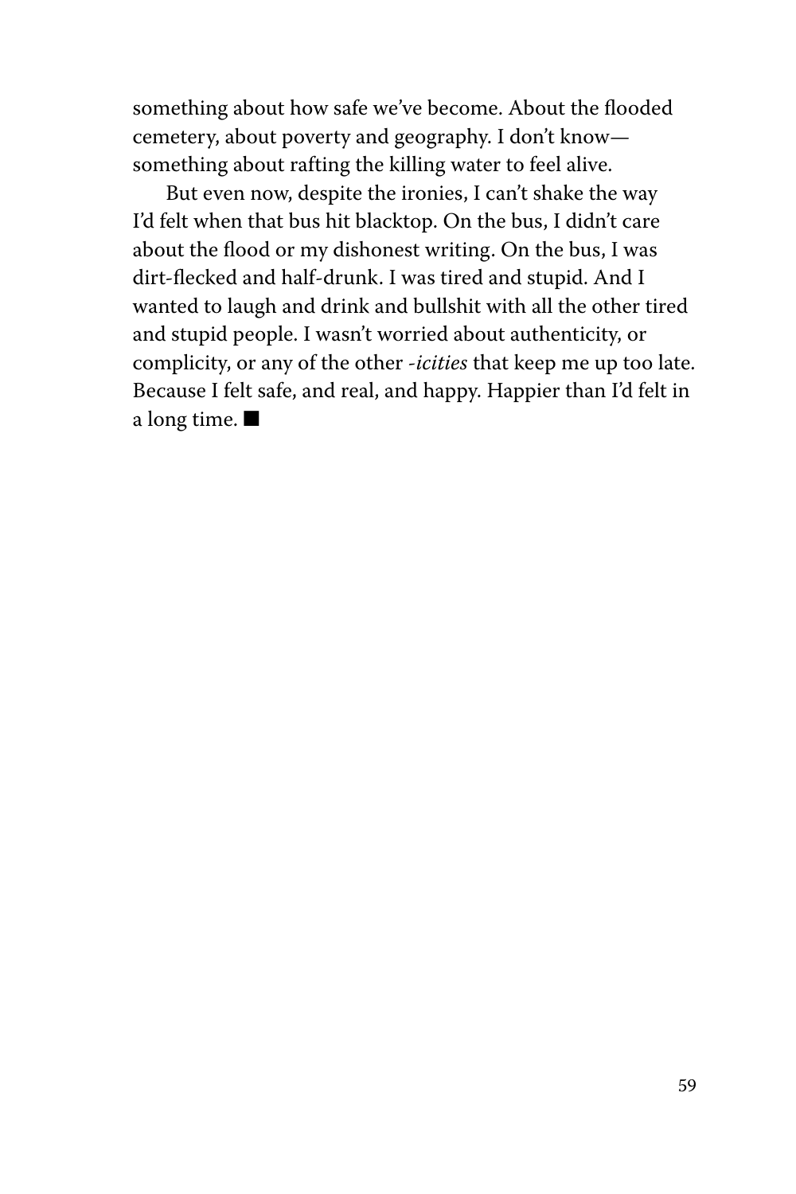something about how safe we've become. About the flooded cemetery, about poverty and geography. I don't know—something about rafting the killing water to feel alive.

But even now, despite the ironies, I can't shake the way I'd felt when that bus hit blacktop. On the bus, I didn't care about the flood or my dishonest writing. On the bus, I was dirt-flecked and half-drunk. I was tired and stupid. And I wanted to laugh and drink and bullshit with all the other tired and stupid people. I wasn't worried about authenticity, or complicity, or any of the other *-icities* that keep me up too late. Because I felt safe, and real, and happy. Happier than I'd felt in a long time. ■